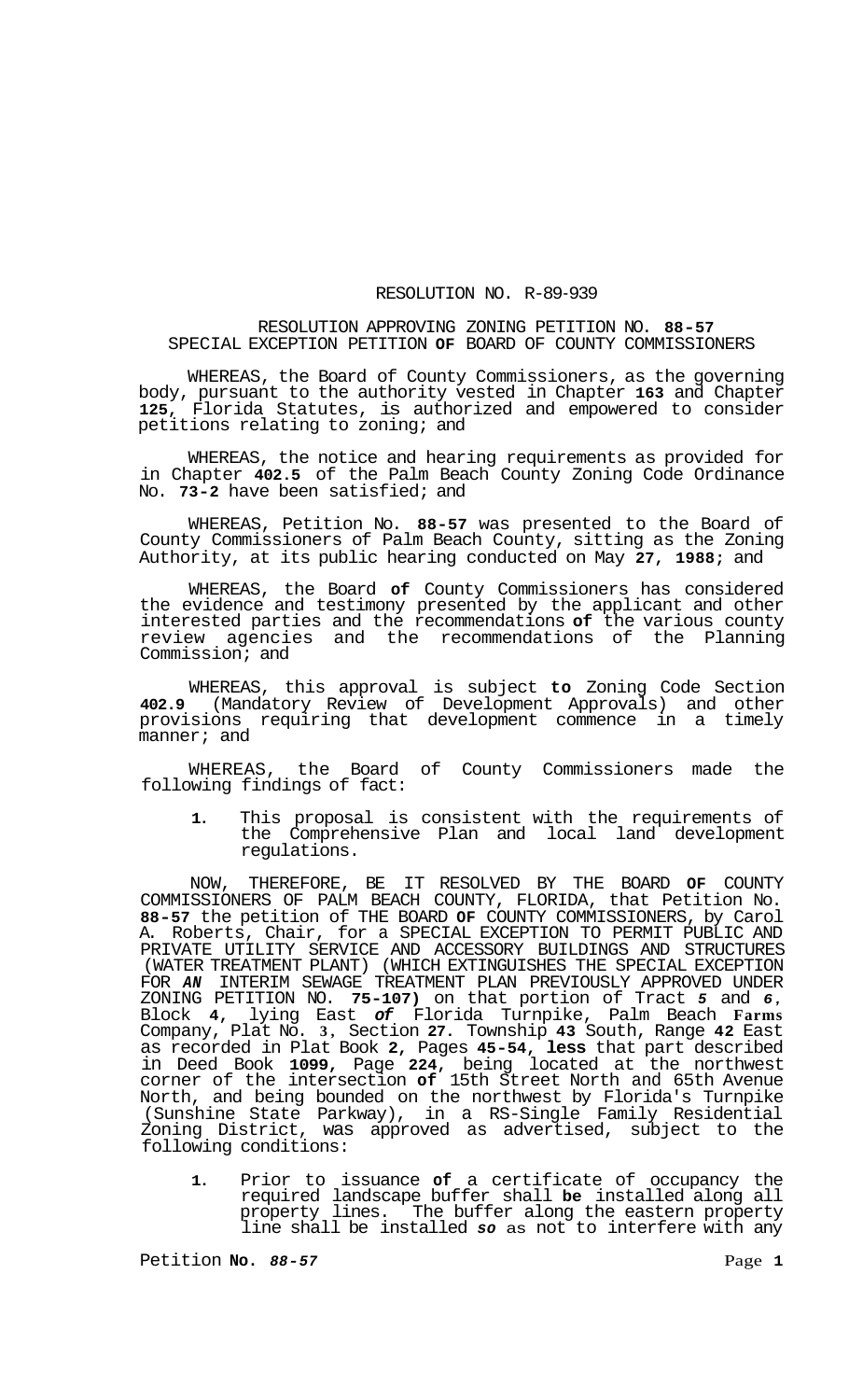RESOLUTION NO. R-89-939

RESOLUTION APPROVING ZONING PETITION NO. **88-57**
SPECIAL EXCEPTION PETITION **OF** BOARD OF COUNTY COMMISSIONERS

WHEREAS, the Board of County Commissioners, as the governing body, pursuant to the authority vested in Chapter **163** and Chapter **125**, Florida Statutes, is authorized and empowered to consider petitions relating to zoning; and

WHEREAS, the notice and hearing requirements as provided for in Chapter **402.5** of the Palm Beach County Zoning Code Ordinance No. **73-2** have been satisfied; and

WHEREAS, Petition No. **88-57** was presented to the Board of County Commissioners of Palm Beach County, sitting as the Zoning Authority, at its public hearing conducted on May **27, 1988;** and

WHEREAS, the Board **of** County Commissioners has considered the evidence and testimony presented by the applicant and other interested parties and the recommendations **of** the various county review agencies and the recommendations of the Planning Commission; and

WHEREAS, this approval is subject **to** Zoning Code Section **402.9** (Mandatory Review of Development Approvals) and other provisions requiring that development commence in a timely manner; and

WHEREAS, the Board of County Commissioners made the following findings of fact:

**1.** This proposal is consistent with the requirements of the Comprehensive Plan and local land development regulations.

NOW, THEREFORE, BE IT RESOLVED BY THE BOARD **OF** COUNTY COMMISSIONERS OF PALM BEACH COUNTY, FLORIDA, that Petition No. **88-57** the petition of THE BOARD **OF** COUNTY COMMISSIONERS, by Carol A. Roberts, Chair, for a SPECIAL EXCEPTION TO PERMIT PUBLIC AND PRIVATE UTILITY SERVICE AND ACCESSORY BUILDINGS AND STRUCTURES (WATER TREATMENT PLANT) (WHICH EXTINGUISHES THE SPECIAL EXCEPTION FOR ***AN*** INTERIM SEWAGE TREATMENT PLAN PREVIOUSLY APPROVED UNDER ZONING PETITION NO. **75-107)** on that portion of Tract *5* and *6*, Block **4**, lying East ***of*** Florida Turnpike, Palm Beach **Farms** Company, Plat No. **3**, Section **27**. Township **43** South, Range **42** East as recorded in Plat Book **2**, Pages **45-54, less** that part described in Deed Book **1099**, Page **224**, being located at the northwest corner of the intersection **of** 15th Street North and 65th Avenue North, and being bounded on the northwest by Florida's Turnpike (Sunshine State Parkway), in a RS-Single Family Residential Zoning District, was approved as advertised, subject to the following conditions:

**1.** Prior to issuance **of** a certificate of occupancy the required landscape buffer shall **be** installed along all property lines. The buffer along the eastern property line shall be installed ***so*** as not to interfere with any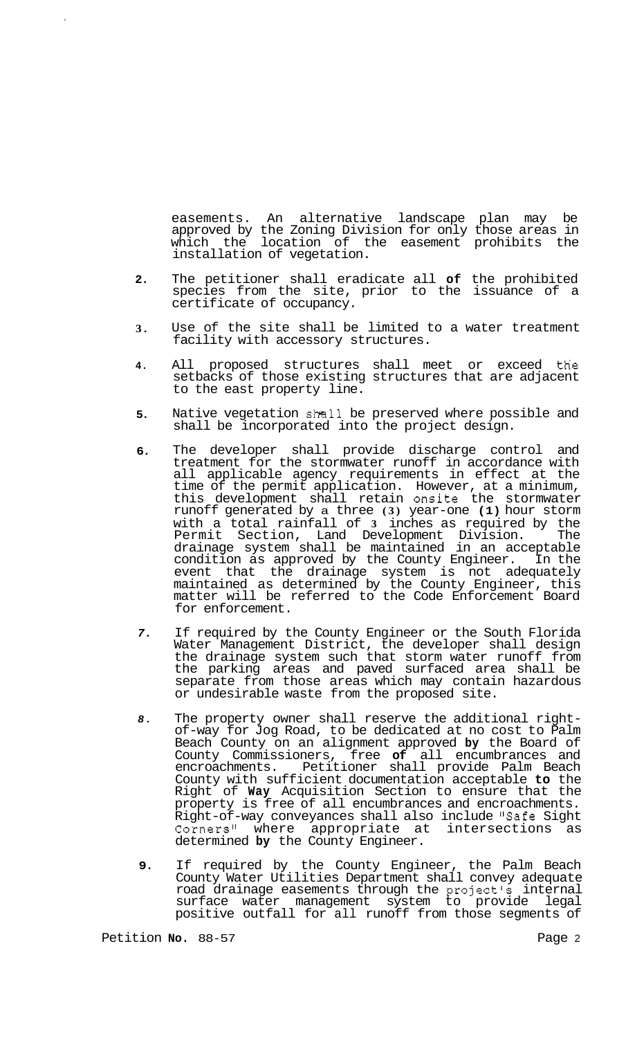easements. An alternative landscape plan may be approved by the Zoning Division for only those areas in which the location of the easement prohibits the installation of vegetation.

2. The petitioner shall eradicate all **of** the prohibited species from the site, prior to the issuance of a certificate of occupancy.

3. Use of the site shall be limited to a water treatment facility with accessory structures.

4. All proposed structures shall meet or exceed the setbacks of those existing structures that are adjacent to the east property line.

5. Native vegetation shall be preserved where possible and shall be incorporated into the project design.

6. The developer shall provide discharge control and treatment for the stormwater runoff in accordance with all applicable agency requirements in effect at the time of the permit application. However, at a minimum, this development shall retain onsite the stormwater runoff generated by a three (3) year-one (1) hour storm with a total rainfall of 3 inches as required by the Permit Section, Land Development Division. The drainage system shall be maintained in an acceptable condition as approved by the County Engineer. In the event that the drainage system is not adequately maintained as determined by the County Engineer, this matter will be referred to the Code Enforcement Board for enforcement.

7. If required by the County Engineer or the South Florida Water Management District, the developer shall design the drainage system such that storm water runoff from the parking areas and paved surfaced area shall be separate from those areas which may contain hazardous or undesirable waste from the proposed site.

8. The property owner shall reserve the additional right-of-way for Jog Road, to be dedicated at no cost to Palm Beach County on an alignment approved **by** the Board of County Commissioners, free **of** all encumbrances and encroachments. Petitioner shall provide Palm Beach County with sufficient documentation acceptable **to** the Right of **Way** Acquisition Section to ensure that the property is free of all encumbrances and encroachments. Right-of-way conveyances shall also include "Safe Sight Corners" where appropriate at intersections as determined **by** the County Engineer.

9. If required by the County Engineer, the Palm Beach County Water Utilities Department shall convey adequate road drainage easements through the project's internal surface water management system to provide legal positive outfall for all runoff from those segments of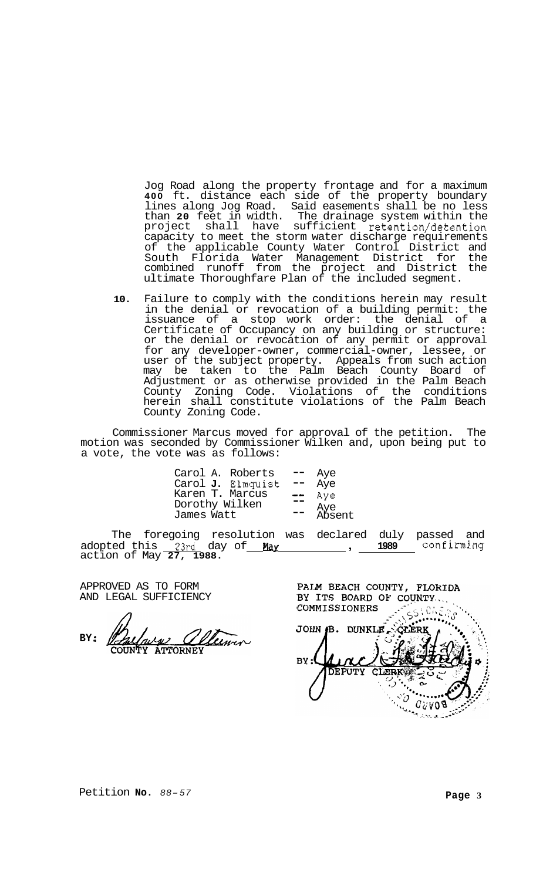Jog Road along the property frontage and for a maximum **400** ft. distance each side of the property boundary lines along Jog Road. Said easements shall be no less than **20** feet in width. The drainage system within the project shall have sufficient retention/detention capacity to meet the storm water discharge requirements of the applicable County Water Control District and South Florida Water Management District for the combined runoff from the project and District the ultimate Thoroughfare Plan of the included segment.

**10**. Failure to comply with the conditions herein may result in the denial or revocation of a building permit: the issuance of a stop work order: the denial of a Certificate of Occupancy on any building or structure: or the denial or revocation of any permit or approval for any developer-owner, commercial-owner, lessee, or user of the subject property. Appeals from such action may be taken to the Palm Beach County Board of Adjustment or as otherwise provided in the Palm Beach County Zoning Code. Violations of the conditions herein shall constitute violations of the Palm Beach County Zoning Code.

Commissioner Marcus moved for approval of the petition. The motion was seconded by Commissioner Wilken and, upon being put to a vote, the vote was as follows:

| | | |
|---|---|---|
| Carol A. Roberts | -- | Aye |
| Carol **J.** Elmquist | -- | Aye |
| Karen T. Marcus | -- | Aye |
| Dorothy Wilken | -- | Aye |
| James Watt | -- | Absent |

The foregoing resolution was declared duly passed and adopted this 23rd day of May , **1989** confirming action of May **27, 1988**.

APPROVED AS TO FORM AND LEGAL SUFFICIENCY

BY: COUNTY ATTORNEY

PALM BEACH COUNTY, FLORIDA BY ITS BOARD OF COUNTY COMMISSIONERS

JOHN B. DUNKLE, CLERK

BY: DEPUTY CLERK

Petition **No.** *88-57*